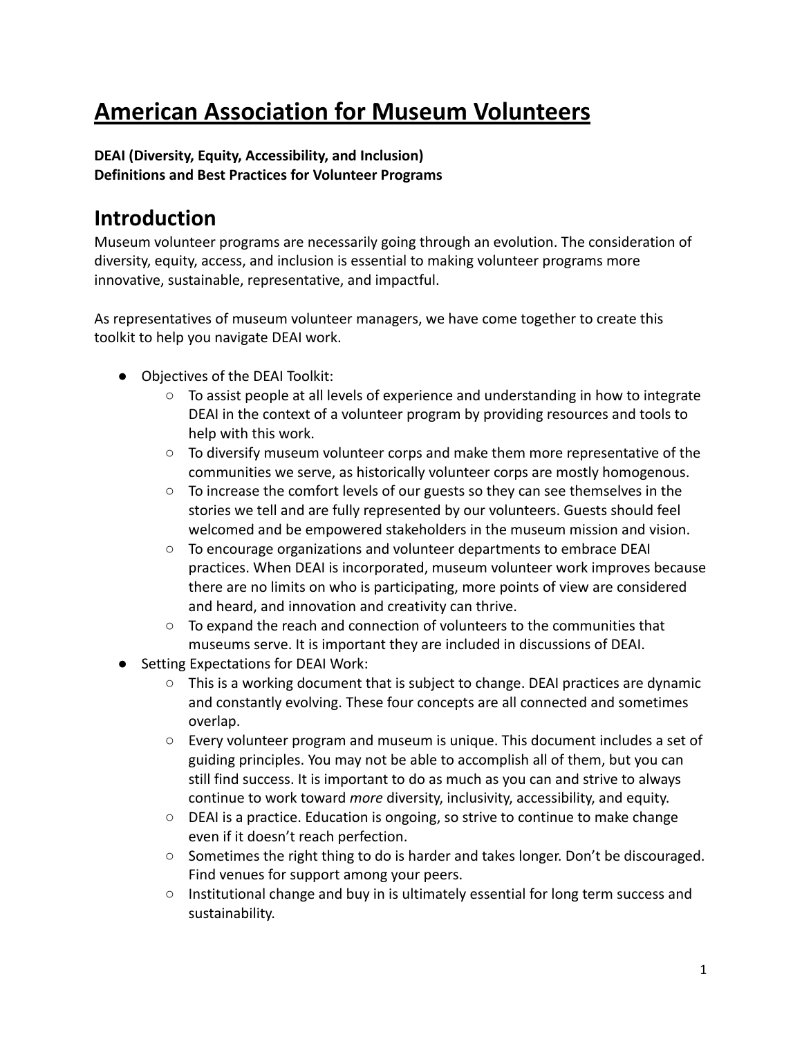# American Association for Museum Volunteers

**DEAI (Diversity, Equity, Accessibility, and Inclusion)**
**Definitions and Best Practices for Volunteer Programs**

## Introduction

Museum volunteer programs are necessarily going through an evolution. The consideration of diversity, equity, access, and inclusion is essential to making volunteer programs more innovative, sustainable, representative, and impactful.

As representatives of museum volunteer managers, we have come together to create this toolkit to help you navigate DEAI work.

- Objectives of the DEAI Toolkit:
  - To assist people at all levels of experience and understanding in how to integrate DEAI in the context of a volunteer program by providing resources and tools to help with this work.
  - To diversify museum volunteer corps and make them more representative of the communities we serve, as historically volunteer corps are mostly homogenous.
  - To increase the comfort levels of our guests so they can see themselves in the stories we tell and are fully represented by our volunteers. Guests should feel welcomed and be empowered stakeholders in the museum mission and vision.
  - To encourage organizations and volunteer departments to embrace DEAI practices. When DEAI is incorporated, museum volunteer work improves because there are no limits on who is participating, more points of view are considered and heard, and innovation and creativity can thrive.
  - To expand the reach and connection of volunteers to the communities that museums serve. It is important they are included in discussions of DEAI.
- Setting Expectations for DEAI Work:
  - This is a working document that is subject to change. DEAI practices are dynamic and constantly evolving. These four concepts are all connected and sometimes overlap.
  - Every volunteer program and museum is unique. This document includes a set of guiding principles. You may not be able to accomplish all of them, but you can still find success. It is important to do as much as you can and strive to always continue to work toward *more* diversity, inclusivity, accessibility, and equity.
  - DEAI is a practice. Education is ongoing, so strive to continue to make change even if it doesn't reach perfection.
  - Sometimes the right thing to do is harder and takes longer. Don't be discouraged. Find venues for support among your peers.
  - Institutional change and buy in is ultimately essential for long term success and sustainability.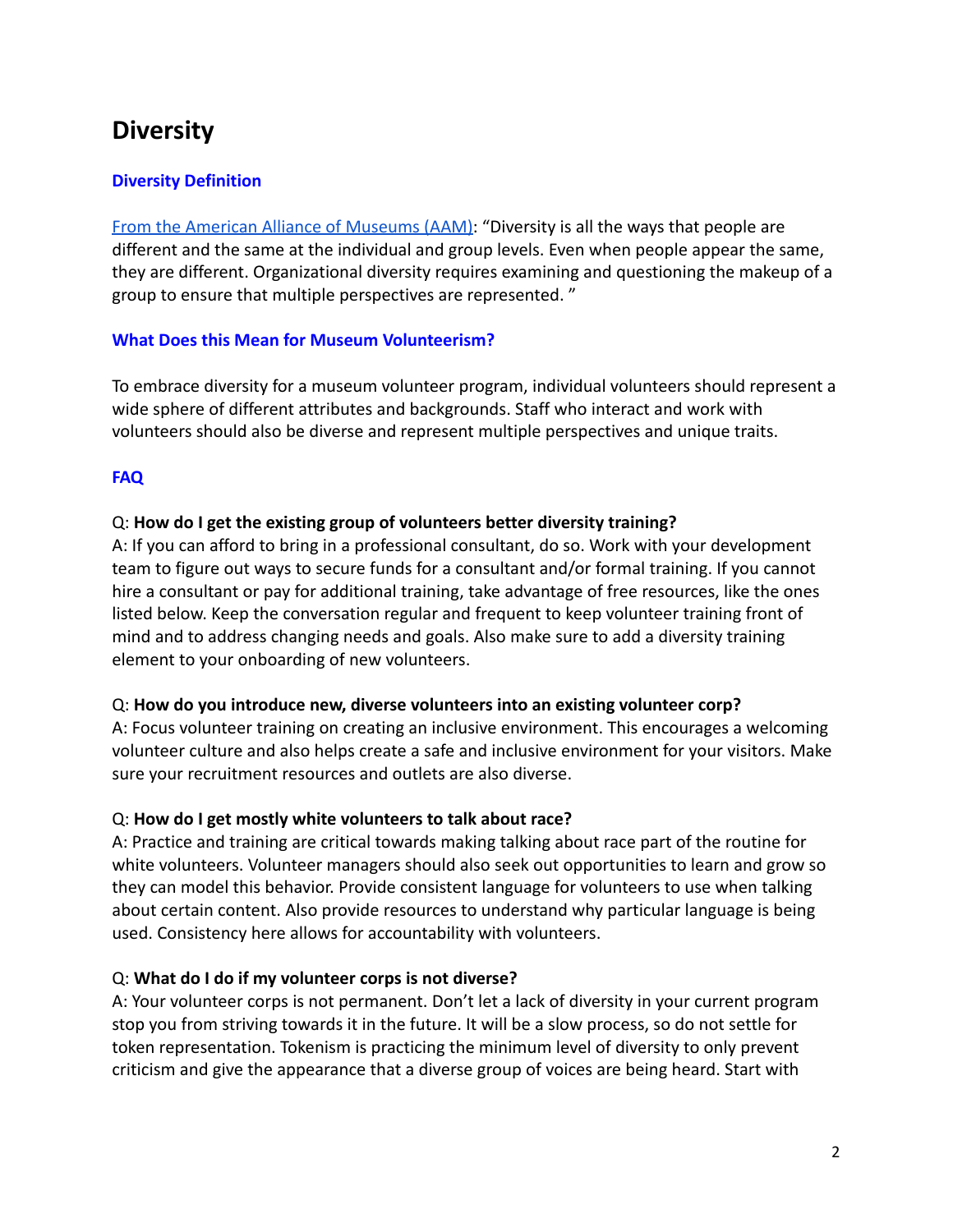# Diversity

## Diversity Definition

[From the American Alliance of Museums (AAM)](): "Diversity is all the ways that people are different and the same at the individual and group levels. Even when people appear the same, they are different. Organizational diversity requires examining and questioning the makeup of a group to ensure that multiple perspectives are represented. "

## What Does this Mean for Museum Volunteerism?

To embrace diversity for a museum volunteer program, individual volunteers should represent a wide sphere of different attributes and backgrounds. Staff who interact and work with volunteers should also be diverse and represent multiple perspectives and unique traits.

## FAQ

Q: **How do I get the existing group of volunteers better diversity training?**
A: If you can afford to bring in a professional consultant, do so. Work with your development team to figure out ways to secure funds for a consultant and/or formal training. If you cannot hire a consultant or pay for additional training, take advantage of free resources, like the ones listed below. Keep the conversation regular and frequent to keep volunteer training front of mind and to address changing needs and goals. Also make sure to add a diversity training element to your onboarding of new volunteers.

Q: **How do you introduce new, diverse volunteers into an existing volunteer corp?**
A: Focus volunteer training on creating an inclusive environment. This encourages a welcoming volunteer culture and also helps create a safe and inclusive environment for your visitors. Make sure your recruitment resources and outlets are also diverse.

Q: **How do I get mostly white volunteers to talk about race?**
A: Practice and training are critical towards making talking about race part of the routine for white volunteers. Volunteer managers should also seek out opportunities to learn and grow so they can model this behavior. Provide consistent language for volunteers to use when talking about certain content. Also provide resources to understand why particular language is being used. Consistency here allows for accountability with volunteers.

Q: **What do I do if my volunteer corps is not diverse?**
A: Your volunteer corps is not permanent. Don't let a lack of diversity in your current program stop you from striving towards it in the future. It will be a slow process, so do not settle for token representation. Tokenism is practicing the minimum level of diversity to only prevent criticism and give the appearance that a diverse group of voices are being heard. Start with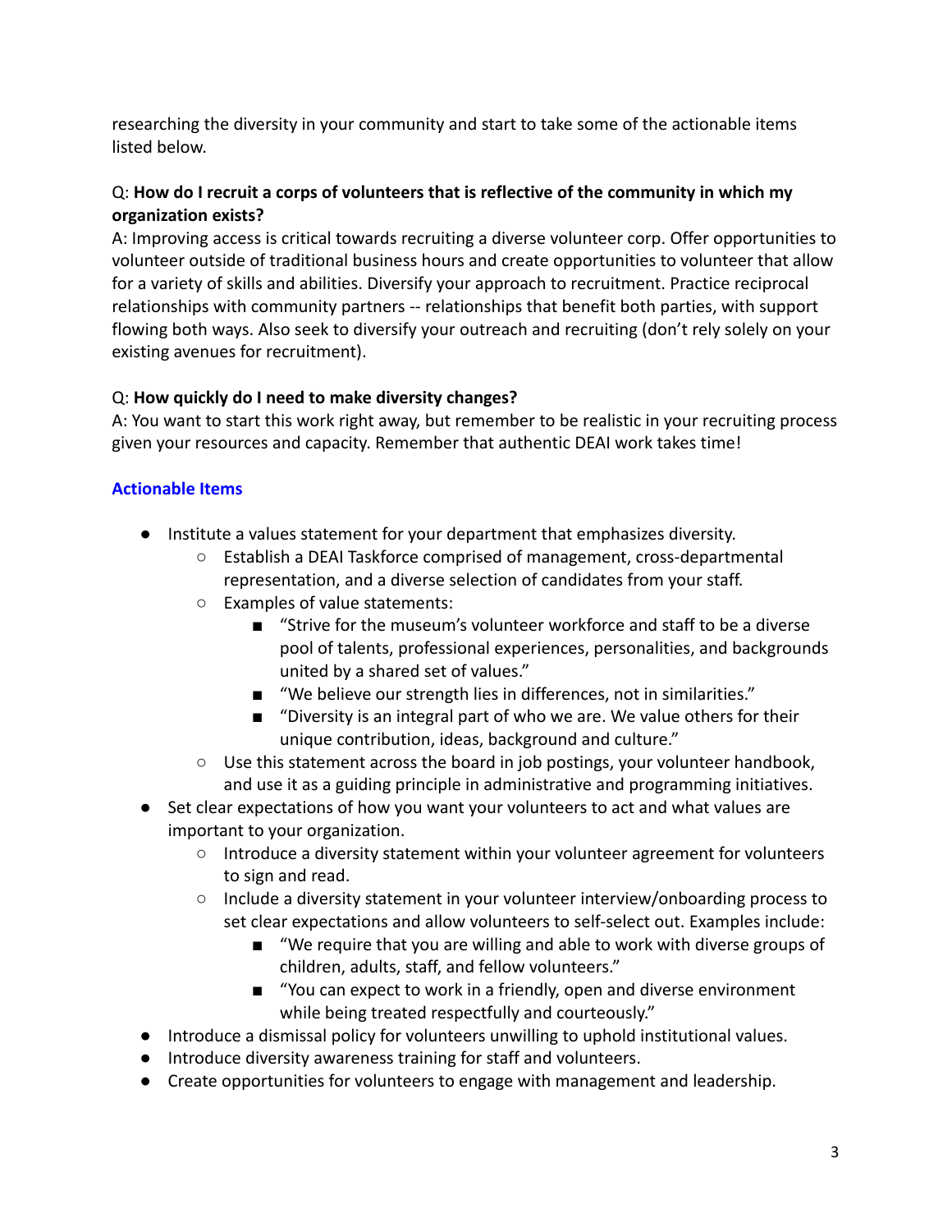researching the diversity in your community and start to take some of the actionable items listed below.

Q: **How do I recruit a corps of volunteers that is reflective of the community in which my organization exists?**
A: Improving access is critical towards recruiting a diverse volunteer corp. Offer opportunities to volunteer outside of traditional business hours and create opportunities to volunteer that allow for a variety of skills and abilities. Diversify your approach to recruitment. Practice reciprocal relationships with community partners -- relationships that benefit both parties, with support flowing both ways. Also seek to diversify your outreach and recruiting (don't rely solely on your existing avenues for recruitment).

Q: **How quickly do I need to make diversity changes?**
A: You want to start this work right away, but remember to be realistic in your recruiting process given your resources and capacity. Remember that authentic DEAI work takes time!

### Actionable Items

- Institute a values statement for your department that emphasizes diversity.
  - Establish a DEAI Taskforce comprised of management, cross-departmental representation, and a diverse selection of candidates from your staff.
  - Examples of value statements:
    - "Strive for the museum's volunteer workforce and staff to be a diverse pool of talents, professional experiences, personalities, and backgrounds united by a shared set of values."
    - "We believe our strength lies in differences, not in similarities."
    - "Diversity is an integral part of who we are. We value others for their unique contribution, ideas, background and culture."
  - Use this statement across the board in job postings, your volunteer handbook, and use it as a guiding principle in administrative and programming initiatives.
- Set clear expectations of how you want your volunteers to act and what values are important to your organization.
  - Introduce a diversity statement within your volunteer agreement for volunteers to sign and read.
  - Include a diversity statement in your volunteer interview/onboarding process to set clear expectations and allow volunteers to self-select out. Examples include:
    - "We require that you are willing and able to work with diverse groups of children, adults, staff, and fellow volunteers."
    - "You can expect to work in a friendly, open and diverse environment while being treated respectfully and courteously."
- Introduce a dismissal policy for volunteers unwilling to uphold institutional values.
- Introduce diversity awareness training for staff and volunteers.
- Create opportunities for volunteers to engage with management and leadership.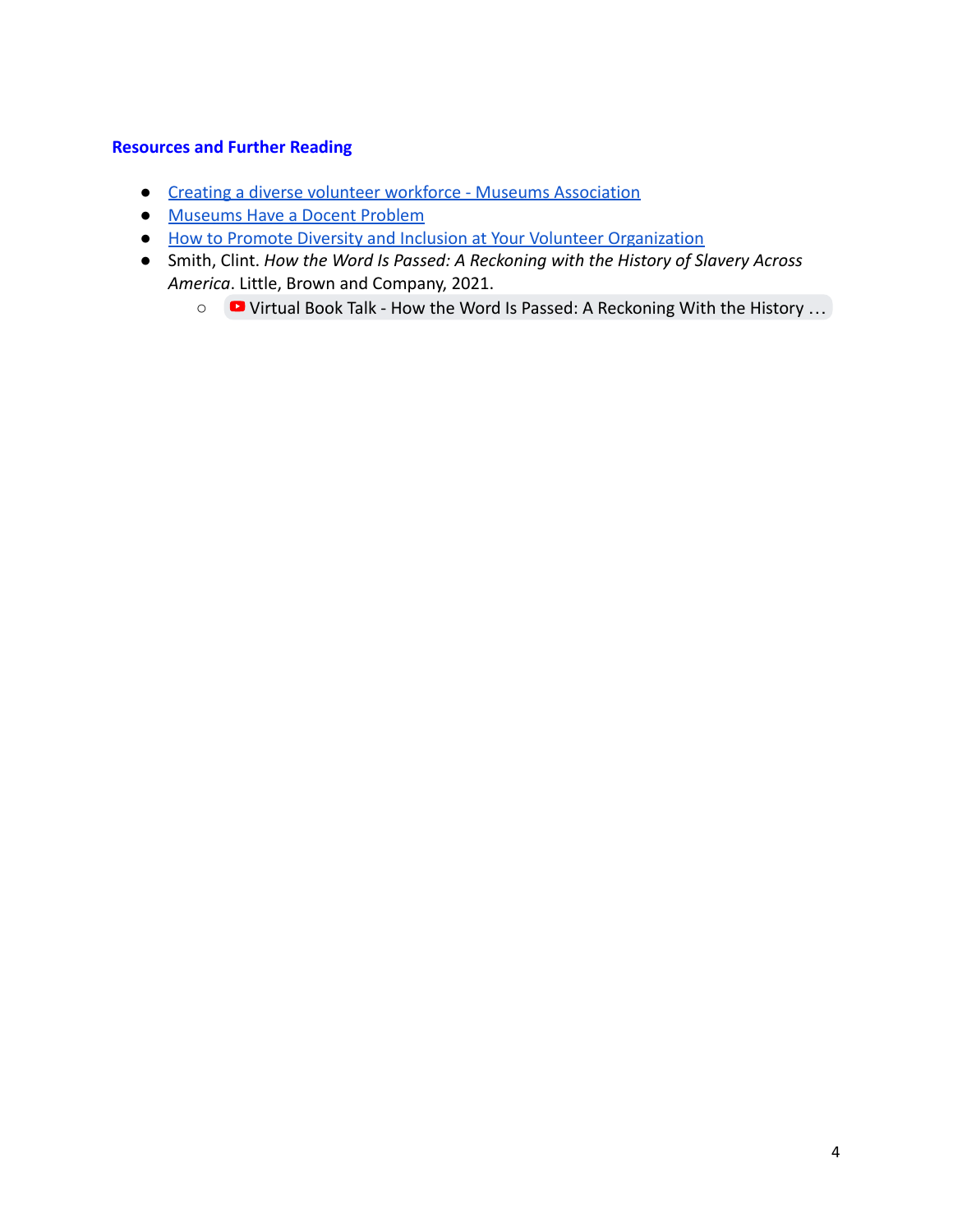## Resources and Further Reading

- Creating a diverse volunteer workforce - Museums Association
- Museums Have a Docent Problem
- How to Promote Diversity and Inclusion at Your Volunteer Organization
- Smith, Clint. *How the Word Is Passed: A Reckoning with the History of Slavery Across America*. Little, Brown and Company, 2021.
  - Virtual Book Talk - How the Word Is Passed: A Reckoning With the History …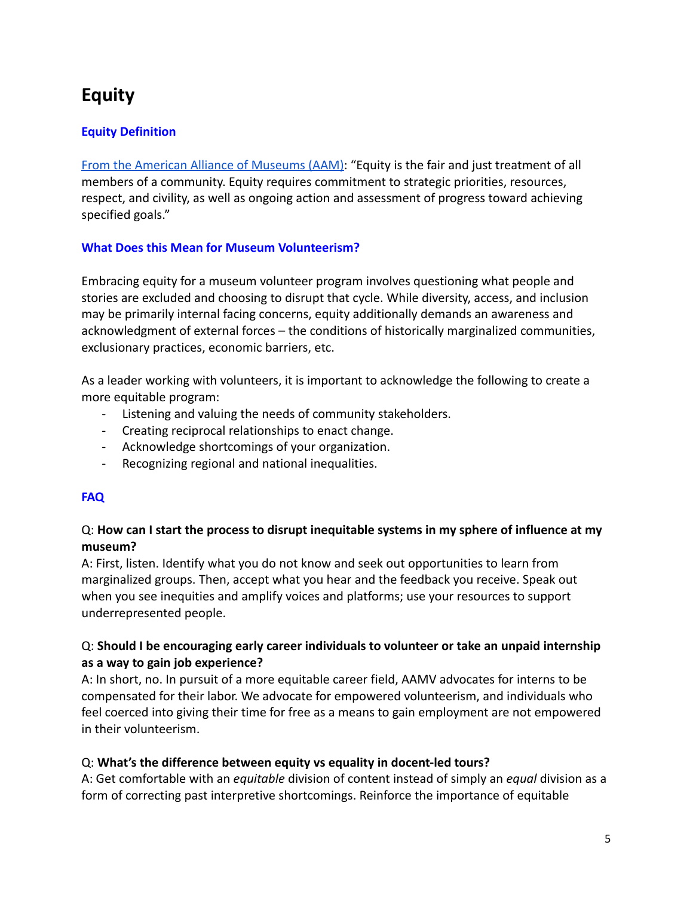# Equity

### Equity Definition

[From the American Alliance of Museums (AAM)](): "Equity is the fair and just treatment of all members of a community. Equity requires commitment to strategic priorities, resources, respect, and civility, as well as ongoing action and assessment of progress toward achieving specified goals."

### What Does this Mean for Museum Volunteerism?

Embracing equity for a museum volunteer program involves questioning what people and stories are excluded and choosing to disrupt that cycle. While diversity, access, and inclusion may be primarily internal facing concerns, equity additionally demands an awareness and acknowledgment of external forces – the conditions of historically marginalized communities, exclusionary practices, economic barriers, etc.

As a leader working with volunteers, it is important to acknowledge the following to create a more equitable program:

- Listening and valuing the needs of community stakeholders.
- Creating reciprocal relationships to enact change.
- Acknowledge shortcomings of your organization.
- Recognizing regional and national inequalities.

### FAQ

Q: **How can I start the process to disrupt inequitable systems in my sphere of influence at my museum?**
A: First, listen. Identify what you do not know and seek out opportunities to learn from marginalized groups. Then, accept what you hear and the feedback you receive. Speak out when you see inequities and amplify voices and platforms; use your resources to support underrepresented people.

Q: **Should I be encouraging early career individuals to volunteer or take an unpaid internship as a way to gain job experience?**
A: In short, no. In pursuit of a more equitable career field, AAMV advocates for interns to be compensated for their labor. We advocate for empowered volunteerism, and individuals who feel coerced into giving their time for free as a means to gain employment are not empowered in their volunteerism.

Q: **What's the difference between equity vs equality in docent-led tours?**
A: Get comfortable with an *equitable* division of content instead of simply an *equal* division as a form of correcting past interpretive shortcomings. Reinforce the importance of equitable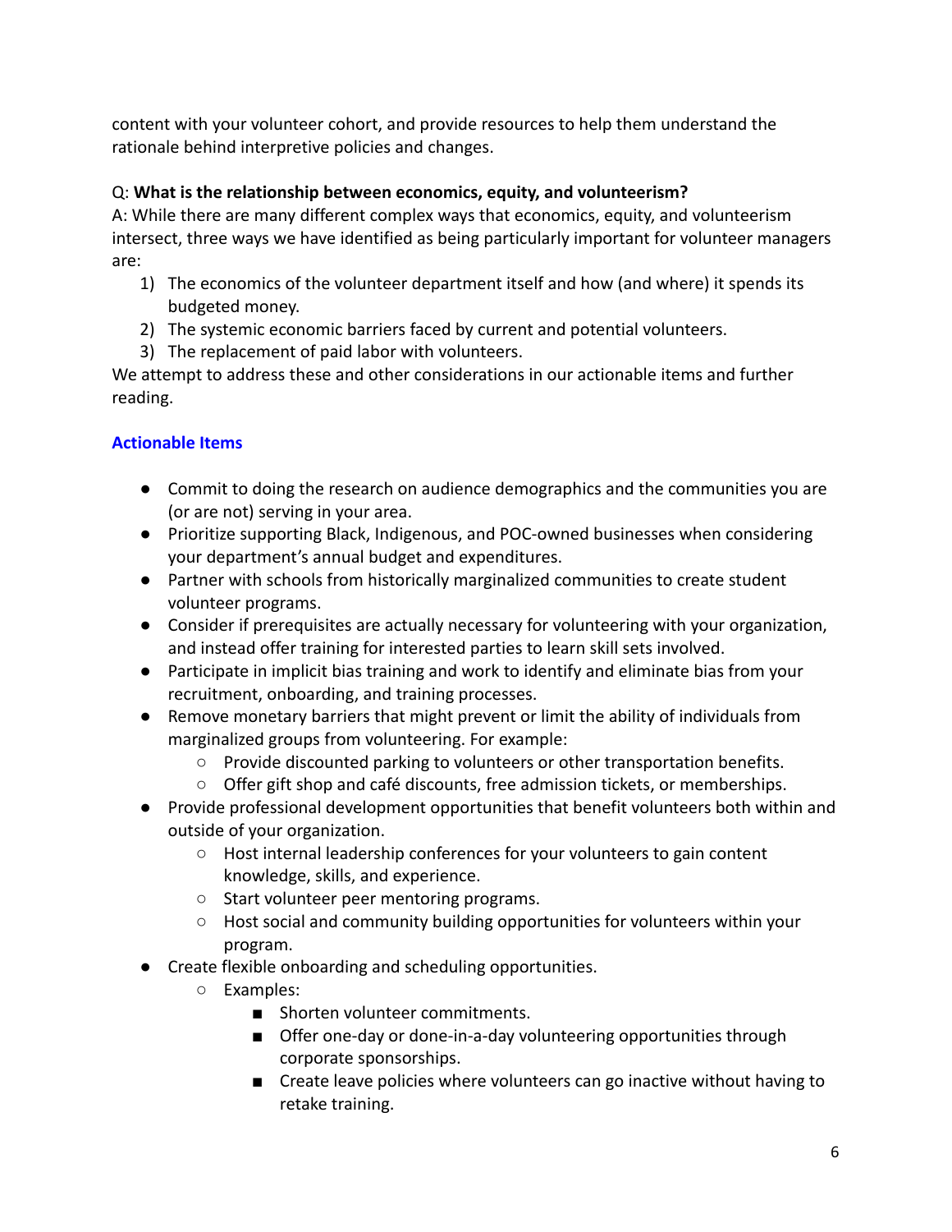content with your volunteer cohort, and provide resources to help them understand the rationale behind interpretive policies and changes.

Q: **What is the relationship between economics, equity, and volunteerism?**
A: While there are many different complex ways that economics, equity, and volunteerism intersect, three ways we have identified as being particularly important for volunteer managers are:

1) The economics of the volunteer department itself and how (and where) it spends its budgeted money.
2) The systemic economic barriers faced by current and potential volunteers.
3) The replacement of paid labor with volunteers.

We attempt to address these and other considerations in our actionable items and further reading.

### Actionable Items

- Commit to doing the research on audience demographics and the communities you are (or are not) serving in your area.
- Prioritize supporting Black, Indigenous, and POC-owned businesses when considering your department's annual budget and expenditures.
- Partner with schools from historically marginalized communities to create student volunteer programs.
- Consider if prerequisites are actually necessary for volunteering with your organization, and instead offer training for interested parties to learn skill sets involved.
- Participate in implicit bias training and work to identify and eliminate bias from your recruitment, onboarding, and training processes.
- Remove monetary barriers that might prevent or limit the ability of individuals from marginalized groups from volunteering. For example:
    - Provide discounted parking to volunteers or other transportation benefits.
    - Offer gift shop and café discounts, free admission tickets, or memberships.
- Provide professional development opportunities that benefit volunteers both within and outside of your organization.
    - Host internal leadership conferences for your volunteers to gain content knowledge, skills, and experience.
    - Start volunteer peer mentoring programs.
    - Host social and community building opportunities for volunteers within your program.
- Create flexible onboarding and scheduling opportunities.
    - Examples:
        - Shorten volunteer commitments.
        - Offer one-day or done-in-a-day volunteering opportunities through corporate sponsorships.
        - Create leave policies where volunteers can go inactive without having to retake training.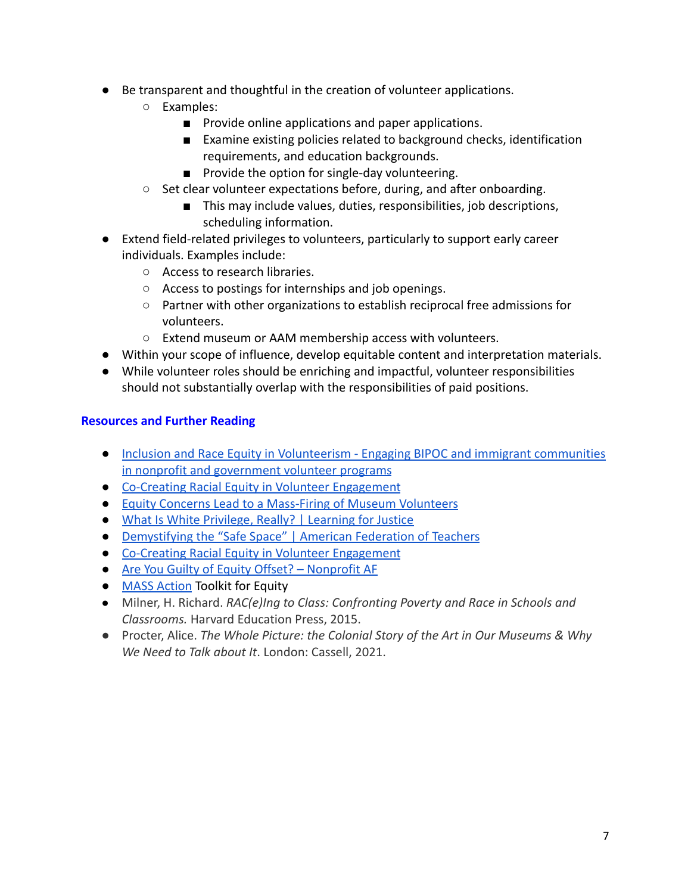- Be transparent and thoughtful in the creation of volunteer applications.
    - Examples:
        - Provide online applications and paper applications.
        - Examine existing policies related to background checks, identification requirements, and education backgrounds.
        - Provide the option for single-day volunteering.
    - Set clear volunteer expectations before, during, and after onboarding.
        - This may include values, duties, responsibilities, job descriptions, scheduling information.
- Extend field-related privileges to volunteers, particularly to support early career individuals. Examples include:
    - Access to research libraries.
    - Access to postings for internships and job openings.
    - Partner with other organizations to establish reciprocal free admissions for volunteers.
    - Extend museum or AAM membership access with volunteers.
- Within your scope of influence, develop equitable content and interpretation materials.
- While volunteer roles should be enriching and impactful, volunteer responsibilities should not substantially overlap with the responsibilities of paid positions.

### Resources and Further Reading

- Inclusion and Race Equity in Volunteerism - Engaging BIPOC and immigrant communities in nonprofit and government volunteer programs
- Co-Creating Racial Equity in Volunteer Engagement
- Equity Concerns Lead to a Mass-Firing of Museum Volunteers
- What Is White Privilege, Really? | Learning for Justice
- Demystifying the "Safe Space" | American Federation of Teachers
- Co-Creating Racial Equity in Volunteer Engagement
- Are You Guilty of Equity Offset? – Nonprofit AF
- MASS Action Toolkit for Equity
- Milner, H. Richard. *RAC(e)Ing to Class: Confronting Poverty and Race in Schools and Classrooms.* Harvard Education Press, 2015.
- Procter, Alice. *The Whole Picture: the Colonial Story of the Art in Our Museums & Why We Need to Talk about It*. London: Cassell, 2021.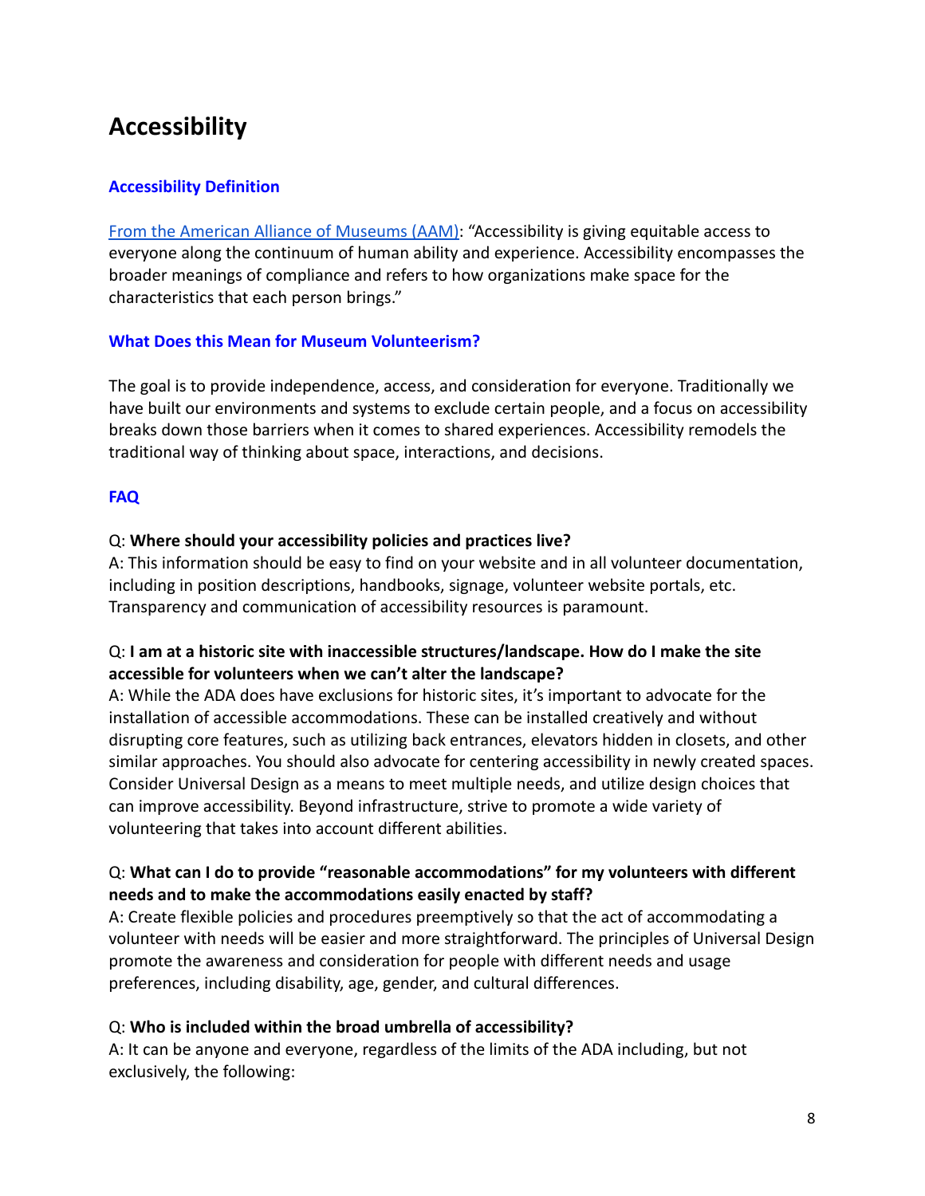# Accessibility

### Accessibility Definition

[From the American Alliance of Museums (AAM)](): "Accessibility is giving equitable access to everyone along the continuum of human ability and experience. Accessibility encompasses the broader meanings of compliance and refers to how organizations make space for the characteristics that each person brings."

### What Does this Mean for Museum Volunteerism?

The goal is to provide independence, access, and consideration for everyone. Traditionally we have built our environments and systems to exclude certain people, and a focus on accessibility breaks down those barriers when it comes to shared experiences. Accessibility remodels the traditional way of thinking about space, interactions, and decisions.

### FAQ

Q: **Where should your accessibility policies and practices live?**
A: This information should be easy to find on your website and in all volunteer documentation, including in position descriptions, handbooks, signage, volunteer website portals, etc. Transparency and communication of accessibility resources is paramount.

Q: **I am at a historic site with inaccessible structures/landscape. How do I make the site accessible for volunteers when we can't alter the landscape?**
A: While the ADA does have exclusions for historic sites, it's important to advocate for the installation of accessible accommodations. These can be installed creatively and without disrupting core features, such as utilizing back entrances, elevators hidden in closets, and other similar approaches. You should also advocate for centering accessibility in newly created spaces. Consider Universal Design as a means to meet multiple needs, and utilize design choices that can improve accessibility. Beyond infrastructure, strive to promote a wide variety of volunteering that takes into account different abilities.

Q: **What can I do to provide "reasonable accommodations" for my volunteers with different needs and to make the accommodations easily enacted by staff?**
A: Create flexible policies and procedures preemptively so that the act of accommodating a volunteer with needs will be easier and more straightforward. The principles of Universal Design promote the awareness and consideration for people with different needs and usage preferences, including disability, age, gender, and cultural differences.

Q: **Who is included within the broad umbrella of accessibility?**
A: It can be anyone and everyone, regardless of the limits of the ADA including, but not exclusively, the following: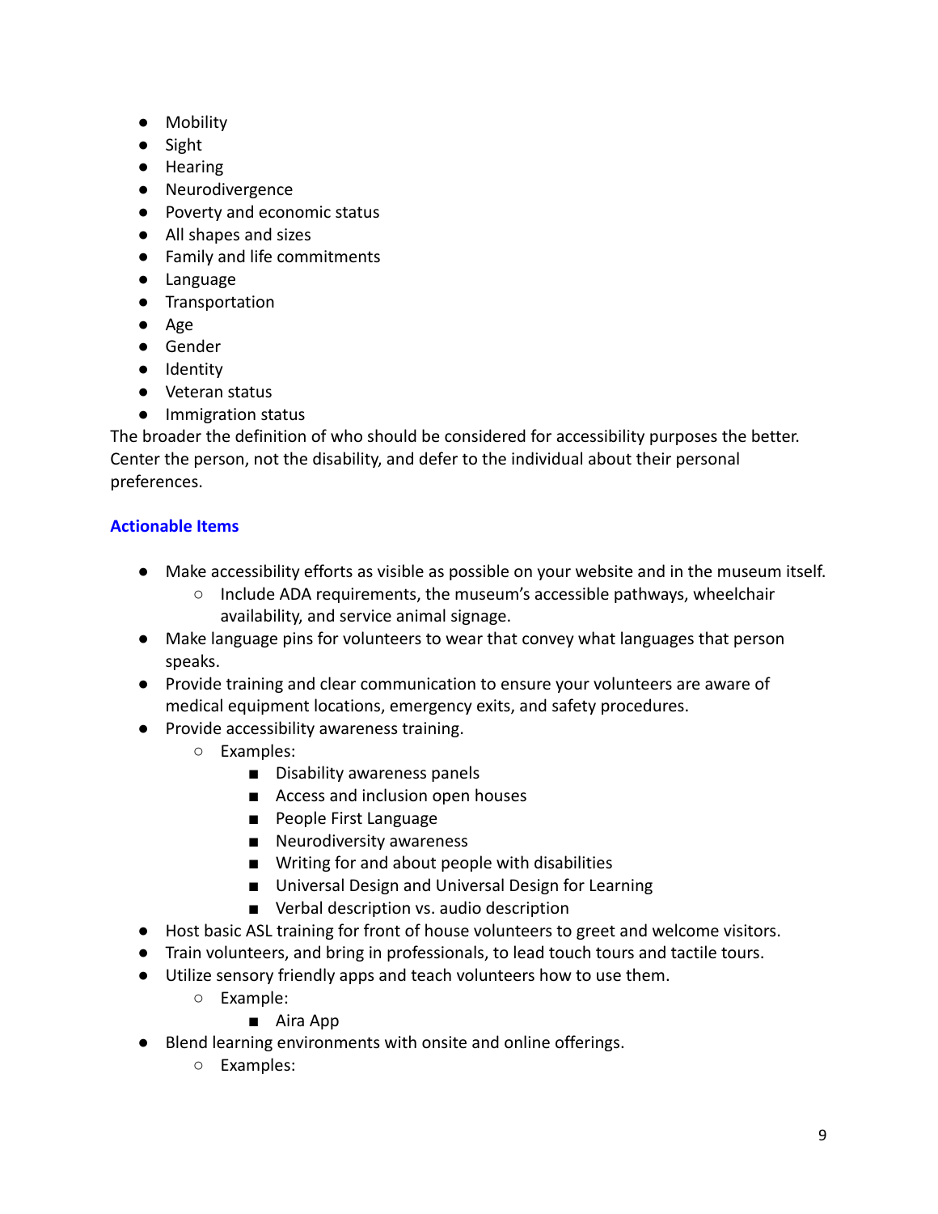- Mobility
- Sight
- Hearing
- Neurodivergence
- Poverty and economic status
- All shapes and sizes
- Family and life commitments
- Language
- Transportation
- Age
- Gender
- Identity
- Veteran status
- Immigration status

The broader the definition of who should be considered for accessibility purposes the better. Center the person, not the disability, and defer to the individual about their personal preferences.

### Actionable Items

- Make accessibility efforts as visible as possible on your website and in the museum itself.
  - Include ADA requirements, the museum's accessible pathways, wheelchair availability, and service animal signage.
- Make language pins for volunteers to wear that convey what languages that person speaks.
- Provide training and clear communication to ensure your volunteers are aware of medical equipment locations, emergency exits, and safety procedures.
- Provide accessibility awareness training.
  - Examples:
    - Disability awareness panels
    - Access and inclusion open houses
    - People First Language
    - Neurodiversity awareness
    - Writing for and about people with disabilities
    - Universal Design and Universal Design for Learning
    - Verbal description vs. audio description
- Host basic ASL training for front of house volunteers to greet and welcome visitors.
- Train volunteers, and bring in professionals, to lead touch tours and tactile tours.
- Utilize sensory friendly apps and teach volunteers how to use them.
  - Example:
    - Aira App
- Blend learning environments with onsite and online offerings.
  - Examples: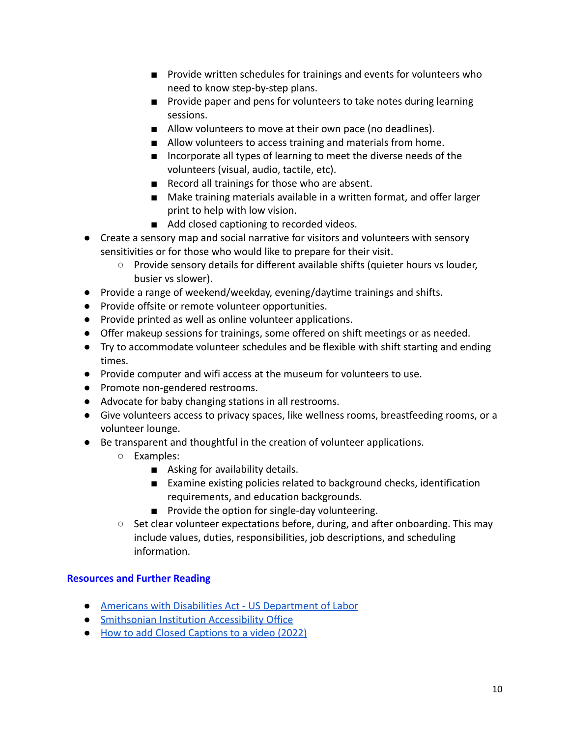- Provide written schedules for trainings and events for volunteers who need to know step-by-step plans.
        - Provide paper and pens for volunteers to take notes during learning sessions.
        - Allow volunteers to move at their own pace (no deadlines).
        - Allow volunteers to access training and materials from home.
        - Incorporate all types of learning to meet the diverse needs of the volunteers (visual, audio, tactile, etc).
        - Record all trainings for those who are absent.
        - Make training materials available in a written format, and offer larger print to help with low vision.
        - Add closed captioning to recorded videos.

- Create a sensory map and social narrative for visitors and volunteers with sensory sensitivities or for those who would like to prepare for their visit.
    - Provide sensory details for different available shifts (quieter hours vs louder, busier vs slower).
- Provide a range of weekend/weekday, evening/daytime trainings and shifts.
- Provide offsite or remote volunteer opportunities.
- Provide printed as well as online volunteer applications.
- Offer makeup sessions for trainings, some offered on shift meetings or as needed.
- Try to accommodate volunteer schedules and be flexible with shift starting and ending times.
- Provide computer and wifi access at the museum for volunteers to use.
- Promote non-gendered restrooms.
- Advocate for baby changing stations in all restrooms.
- Give volunteers access to privacy spaces, like wellness rooms, breastfeeding rooms, or a volunteer lounge.
- Be transparent and thoughtful in the creation of volunteer applications.
    - Examples:
        - Asking for availability details.
        - Examine existing policies related to background checks, identification requirements, and education backgrounds.
        - Provide the option for single-day volunteering.
    - Set clear volunteer expectations before, during, and after onboarding. This may include values, duties, responsibilities, job descriptions, and scheduling information.

### Resources and Further Reading

- Americans with Disabilities Act - US Department of Labor
- Smithsonian Institution Accessibility Office
- How to add Closed Captions to a video (2022)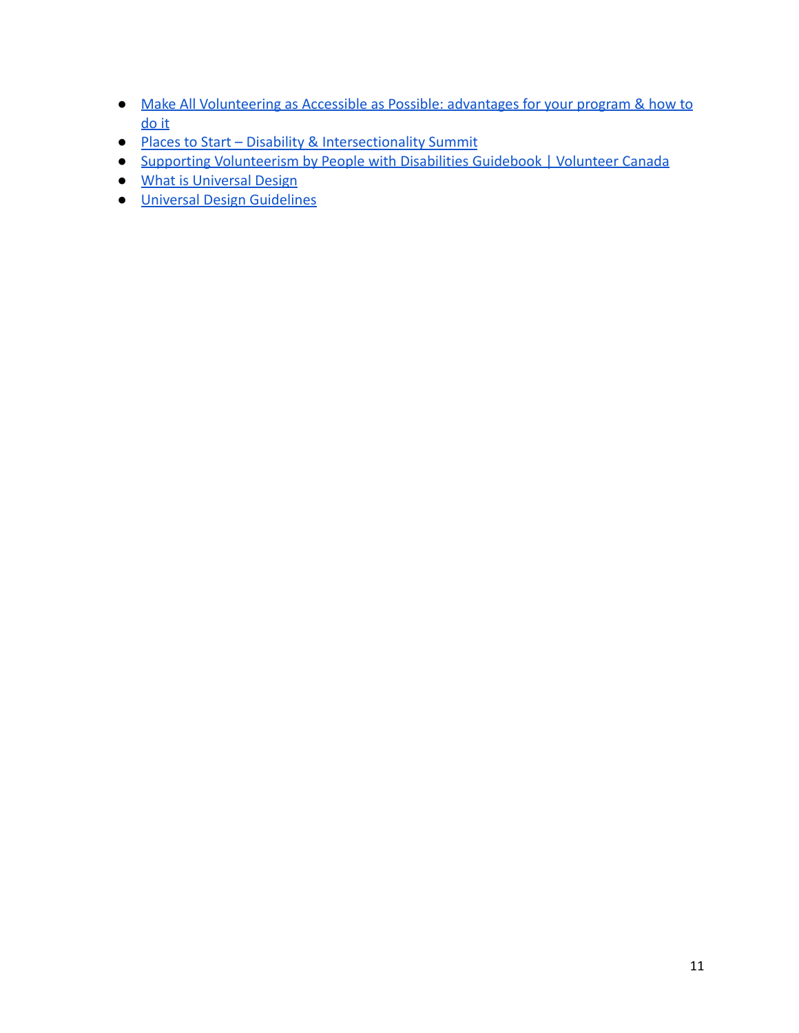- Make All Volunteering as Accessible as Possible: advantages for your program & how to do it
- Places to Start – Disability & Intersectionality Summit
- Supporting Volunteerism by People with Disabilities Guidebook | Volunteer Canada
- What is Universal Design
- Universal Design Guidelines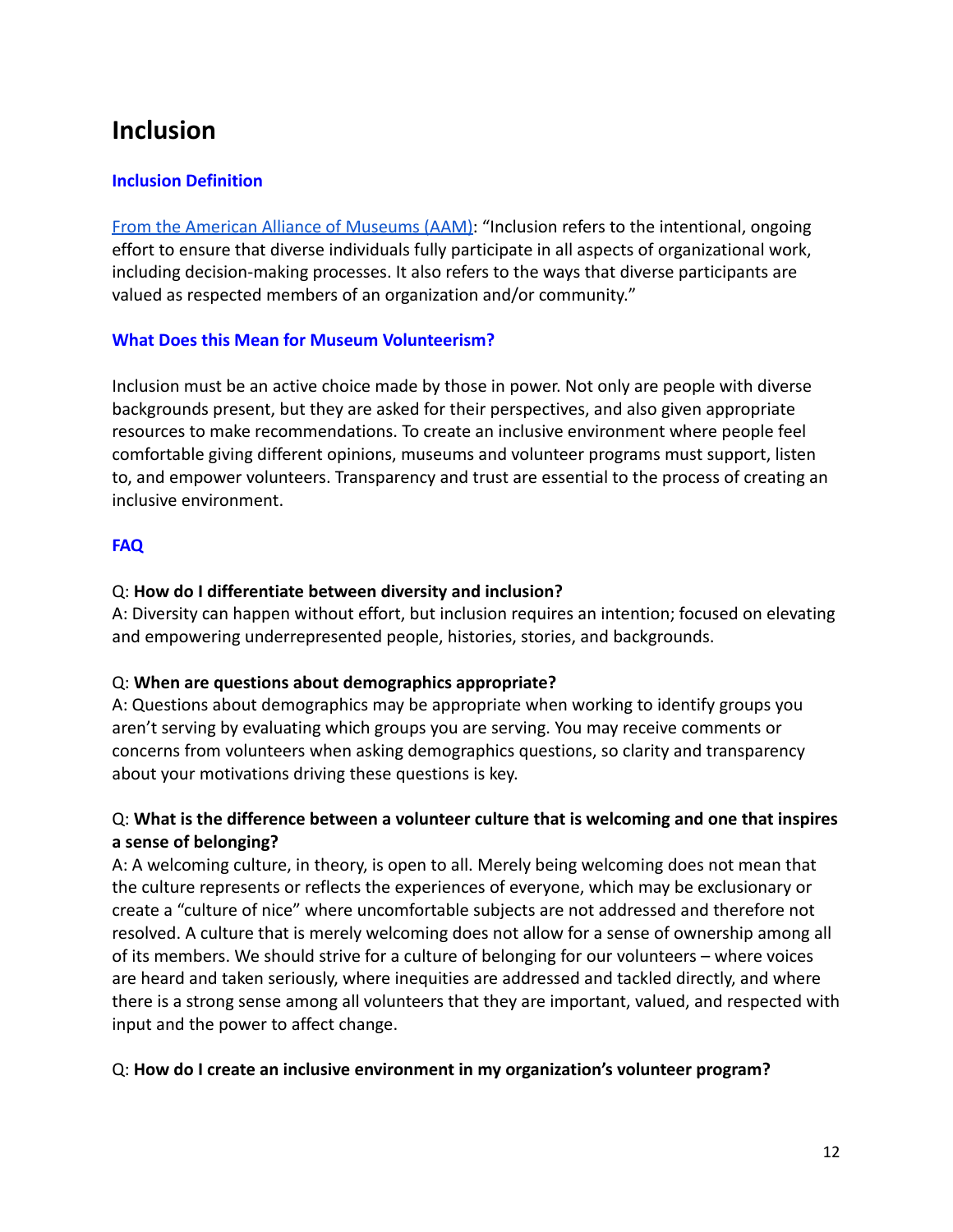# Inclusion

### Inclusion Definition

[From the American Alliance of Museums (AAM)](): "Inclusion refers to the intentional, ongoing effort to ensure that diverse individuals fully participate in all aspects of organizational work, including decision-making processes. It also refers to the ways that diverse participants are valued as respected members of an organization and/or community."

### What Does this Mean for Museum Volunteerism?

Inclusion must be an active choice made by those in power. Not only are people with diverse backgrounds present, but they are asked for their perspectives, and also given appropriate resources to make recommendations. To create an inclusive environment where people feel comfortable giving different opinions, museums and volunteer programs must support, listen to, and empower volunteers. Transparency and trust are essential to the process of creating an inclusive environment.

### FAQ

Q: **How do I differentiate between diversity and inclusion?**
A: Diversity can happen without effort, but inclusion requires an intention; focused on elevating and empowering underrepresented people, histories, stories, and backgrounds.

Q: **When are questions about demographics appropriate?**
A: Questions about demographics may be appropriate when working to identify groups you aren't serving by evaluating which groups you are serving. You may receive comments or concerns from volunteers when asking demographics questions, so clarity and transparency about your motivations driving these questions is key.

Q: **What is the difference between a volunteer culture that is welcoming and one that inspires a sense of belonging?**
A: A welcoming culture, in theory, is open to all. Merely being welcoming does not mean that the culture represents or reflects the experiences of everyone, which may be exclusionary or create a "culture of nice" where uncomfortable subjects are not addressed and therefore not resolved. A culture that is merely welcoming does not allow for a sense of ownership among all of its members. We should strive for a culture of belonging for our volunteers – where voices are heard and taken seriously, where inequities are addressed and tackled directly, and where there is a strong sense among all volunteers that they are important, valued, and respected with input and the power to affect change.

Q: **How do I create an inclusive environment in my organization's volunteer program?**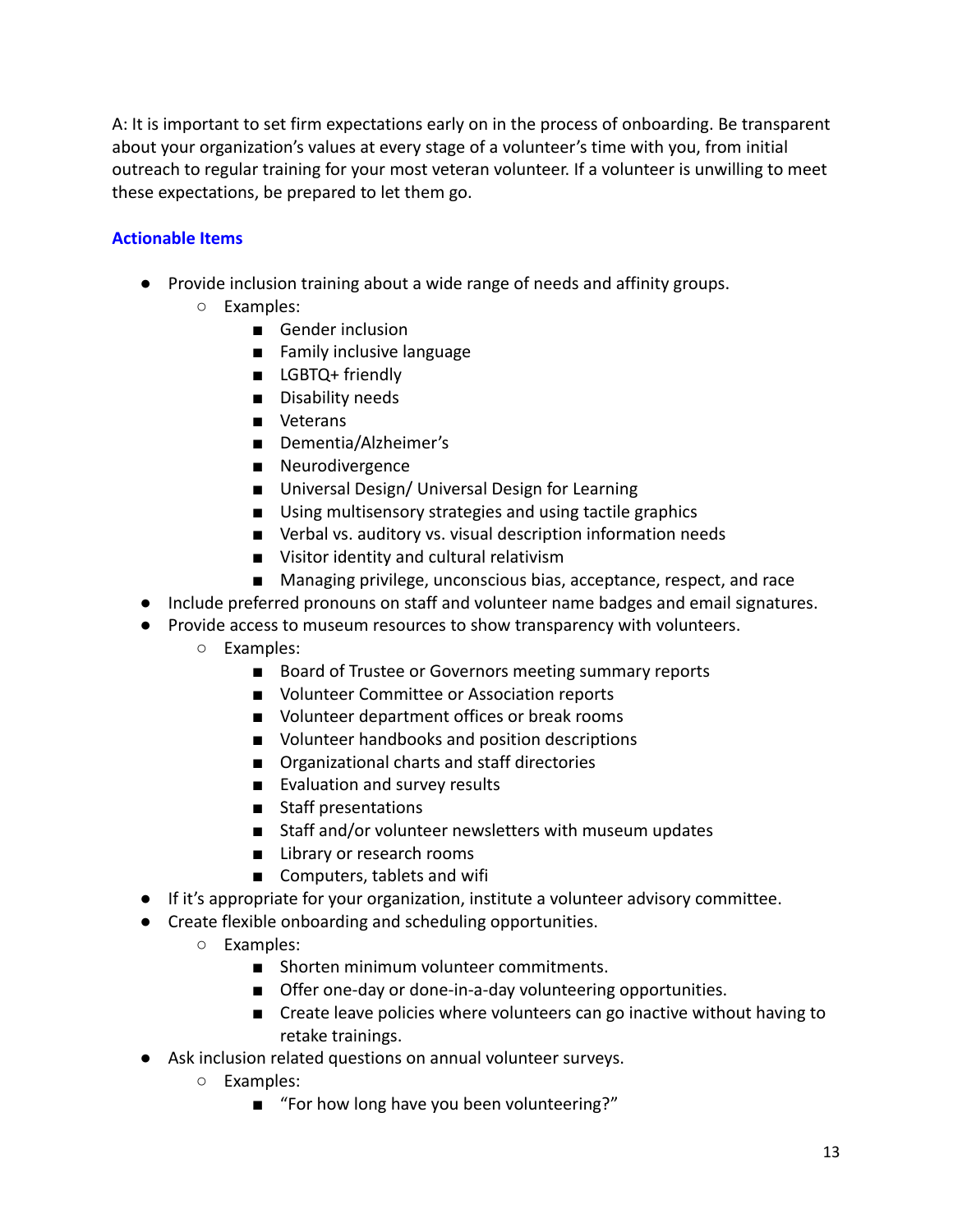A: It is important to set firm expectations early on in the process of onboarding. Be transparent about your organization's values at every stage of a volunteer's time with you, from initial outreach to regular training for your most veteran volunteer. If a volunteer is unwilling to meet these expectations, be prepared to let them go.

### Actionable Items

- Provide inclusion training about a wide range of needs and affinity groups.
  - Examples:
    - Gender inclusion
    - Family inclusive language
    - LGBTQ+ friendly
    - Disability needs
    - Veterans
    - Dementia/Alzheimer's
    - Neurodivergence
    - Universal Design/ Universal Design for Learning
    - Using multisensory strategies and using tactile graphics
    - Verbal vs. auditory vs. visual description information needs
    - Visitor identity and cultural relativism
    - Managing privilege, unconscious bias, acceptance, respect, and race
- Include preferred pronouns on staff and volunteer name badges and email signatures.
- Provide access to museum resources to show transparency with volunteers.
  - Examples:
    - Board of Trustee or Governors meeting summary reports
    - Volunteer Committee or Association reports
    - Volunteer department offices or break rooms
    - Volunteer handbooks and position descriptions
    - Organizational charts and staff directories
    - Evaluation and survey results
    - Staff presentations
    - Staff and/or volunteer newsletters with museum updates
    - Library or research rooms
    - Computers, tablets and wifi
- If it's appropriate for your organization, institute a volunteer advisory committee.
- Create flexible onboarding and scheduling opportunities.
  - Examples:
    - Shorten minimum volunteer commitments.
    - Offer one-day or done-in-a-day volunteering opportunities.
    - Create leave policies where volunteers can go inactive without having to retake trainings.
- Ask inclusion related questions on annual volunteer surveys.
  - Examples:
    - "For how long have you been volunteering?"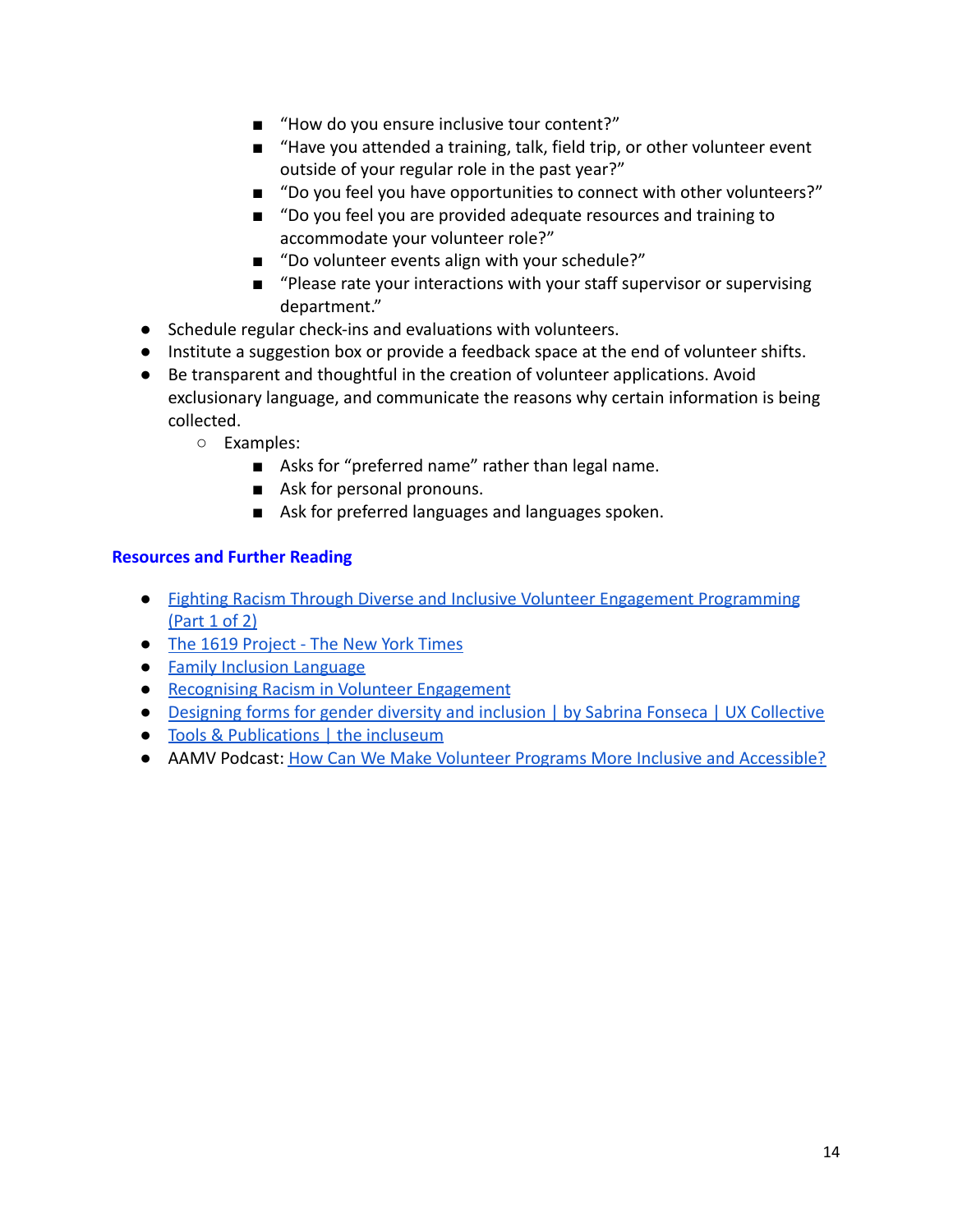- "How do you ensure inclusive tour content?"
        - "Have you attended a training, talk, field trip, or other volunteer event outside of your regular role in the past year?"
        - "Do you feel you have opportunities to connect with other volunteers?"
        - "Do you feel you are provided adequate resources and training to accommodate your volunteer role?"
        - "Do volunteer events align with your schedule?"
        - "Please rate your interactions with your staff supervisor or supervising department."
- Schedule regular check-ins and evaluations with volunteers.
- Institute a suggestion box or provide a feedback space at the end of volunteer shifts.
- Be transparent and thoughtful in the creation of volunteer applications. Avoid exclusionary language, and communicate the reasons why certain information is being collected.
    - Examples:
        - Asks for "preferred name" rather than legal name.
        - Ask for personal pronouns.
        - Ask for preferred languages and languages spoken.

### Resources and Further Reading

- Fighting Racism Through Diverse and Inclusive Volunteer Engagement Programming (Part 1 of 2)
- The 1619 Project - The New York Times
- Family Inclusion Language
- Recognising Racism in Volunteer Engagement
- Designing forms for gender diversity and inclusion | by Sabrina Fonseca | UX Collective
- Tools & Publications | the incluseum
- AAMV Podcast: How Can We Make Volunteer Programs More Inclusive and Accessible?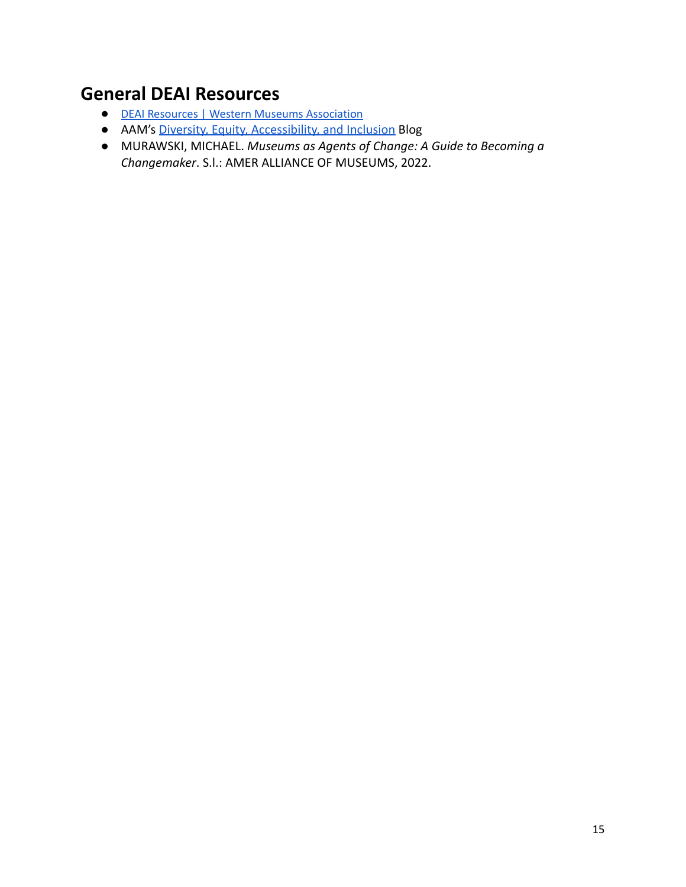## General DEAI Resources

- DEAI Resources | Western Museums Association
- AAM's Diversity, Equity, Accessibility, and Inclusion Blog
- MURAWSKI, MICHAEL. *Museums as Agents of Change: A Guide to Becoming a Changemaker*. S.l.: AMER ALLIANCE OF MUSEUMS, 2022.